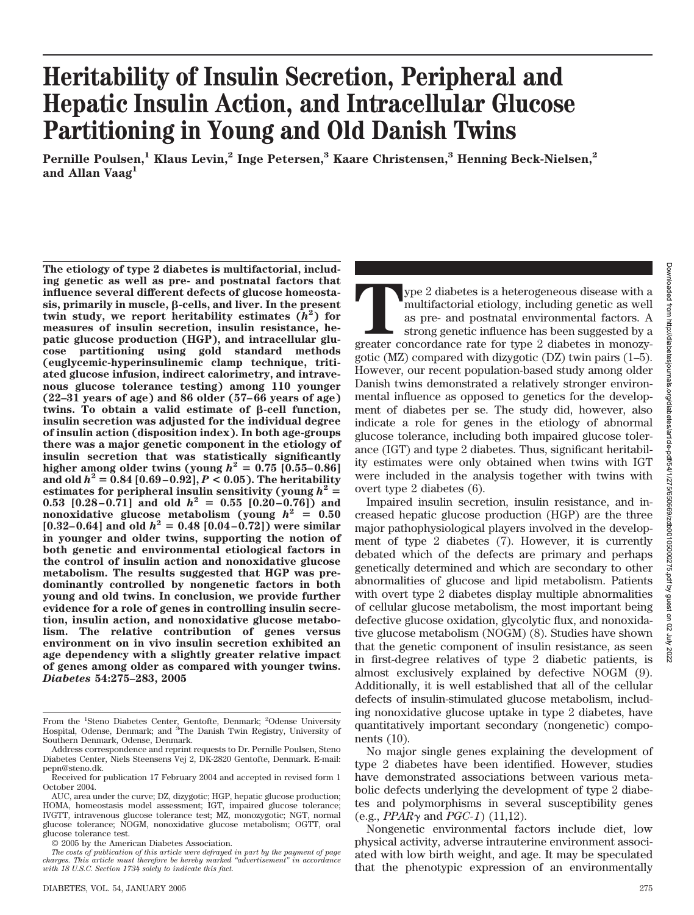# Heritability of Insulin Secretion, Peripheral and Hepatic Insulin Action, and Intracellular Glucose Partitioning in Young and Old Danish Twins

**Pernille Poulsen,[1] Klaus Levin,[2] Inge Petersen,[3] Kaare Christensen,[3] Henning Beck-Nielsen,[2] and Allan Vaag[1]**

**The etiology of type 2 diabetes is multifactorial, including genetic as well as pre- and postnatal factors that influence several different defects of glucose homeostasis, primarily in muscle, β-cells, and liver. In the present twin study, we report heritability estimates ($h^2$) for measures of insulin secretion, insulin resistance, hepatic glucose production (HGP), and intracellular glucose partitioning using gold standard methods (euglycemic-hyperinsulinemic clamp technique, tritiated glucose infusion, indirect calorimetry, and intravenous glucose tolerance testing) among 110 younger (22–31 years of age) and 86 older (57–66 years of age) twins. To obtain a valid estimate of β-cell function, insulin secretion was adjusted for the individual degree of insulin action (disposition index). In both age-groups there was a major genetic component in the etiology of insulin secretion that was statistically significantly higher among older twins (young $h^2$ = 0.75 [0.55–0.86] and old $h^2$ = 0.84 [0.69–0.92], $P < 0.05$). The heritability estimates for peripheral insulin sensitivity (young $h^2$ = 0.53 [0.28–0.71] and old $h^2$ = 0.55 [0.20–0.76]) and nonoxidative glucose metabolism (young $h^2$ = 0.50 [0.32–0.64] and old $h^2$ = 0.48 [0.04–0.72]) were similar in younger and older twins, supporting the notion of both genetic and environmental etiological factors in the control of insulin action and nonoxidative glucose metabolism. The results suggested that HGP was predominantly controlled by nongenetic factors in both young and old twins. In conclusion, we provide further evidence for a role of genes in controlling insulin secretion, insulin action, and nonoxidative glucose metabolism. The relative contribution of genes versus environment on in vivo insulin secretion exhibited an age dependency with a slightly greater relative impact of genes among older as compared with younger twins.** ***Diabetes* 54:275–283, 2005**

From the [1]Steno Diabetes Center, Gentofte, Denmark; [2]Odense University Hospital, Odense, Denmark; and [3]The Danish Twin Registry, University of Southern Denmark, Odense, Denmark.

Address correspondence and reprint requests to Dr. Pernille Poulsen, Steno Diabetes Center, Niels Steensens Vej 2, DK-2820 Gentofte, Denmark. E-mail: pepn@steno.dk.

Received for publication 17 February 2004 and accepted in revised form 1 October 2004.

AUC, area under the curve; DZ, dizygotic; HGP, hepatic glucose production; HOMA, homeostasis model assessment; IGT, impaired glucose tolerance; IVGTT, intravenous glucose tolerance test; MZ, monozygotic; NGT, normal glucose tolerance; NOGM, nonoxidative glucose metabolism; OGTT, oral glucose tolerance test.

© 2005 by the American Diabetes Association.

*The costs of publication of this article were defrayed in part by the payment of page charges. This article must therefore be hereby marked "advertisement" in accordance with 18 U.S.C. Section 1734 solely to indicate this fact.*

Type 2 diabetes is a heterogeneous disease with a multifactorial etiology, including genetic as well as pre- and postnatal environmental factors. A strong genetic influence has been suggested by a greater concordance rate for type 2 diabetes in monozygotic (MZ) compared with dizygotic (DZ) twin pairs (1–5). However, our recent population-based study among older Danish twins demonstrated a relatively stronger environmental influence as opposed to genetics for the development of diabetes per se. The study did, however, also indicate a role for genes in the etiology of abnormal glucose tolerance, including both impaired glucose tolerance (IGT) and type 2 diabetes. Thus, significant heritability estimates were only obtained when twins with IGT were included in the analysis together with twins with overt type 2 diabetes (6).

Impaired insulin secretion, insulin resistance, and increased hepatic glucose production (HGP) are the three major pathophysiological players involved in the development of type 2 diabetes (7). However, it is currently debated which of the defects are primary and perhaps genetically determined and which are secondary to other abnormalities of glucose and lipid metabolism. Patients with overt type 2 diabetes display multiple abnormalities of cellular glucose metabolism, the most important being defective glucose oxidation, glycolytic flux, and nonoxidative glucose metabolism (NOGM) (8). Studies have shown that the genetic component of insulin resistance, as seen in first-degree relatives of type 2 diabetic patients, is almost exclusively explained by defective NOGM (9). Additionally, it is well established that all of the cellular defects of insulin-stimulated glucose metabolism, including nonoxidative glucose uptake in type 2 diabetes, have quantitatively important secondary (nongenetic) components (10).

No major single genes explaining the development of type 2 diabetes have been identified. However, studies have demonstrated associations between various metabolic defects underlying the development of type 2 diabetes and polymorphisms in several susceptibility genes (e.g., *PPARγ* and *PGC-1*) (11,12).

Nongenetic environmental factors include diet, low physical activity, adverse intrauterine environment associated with low birth weight, and age. It may be speculated that the phenotypic expression of an environmentally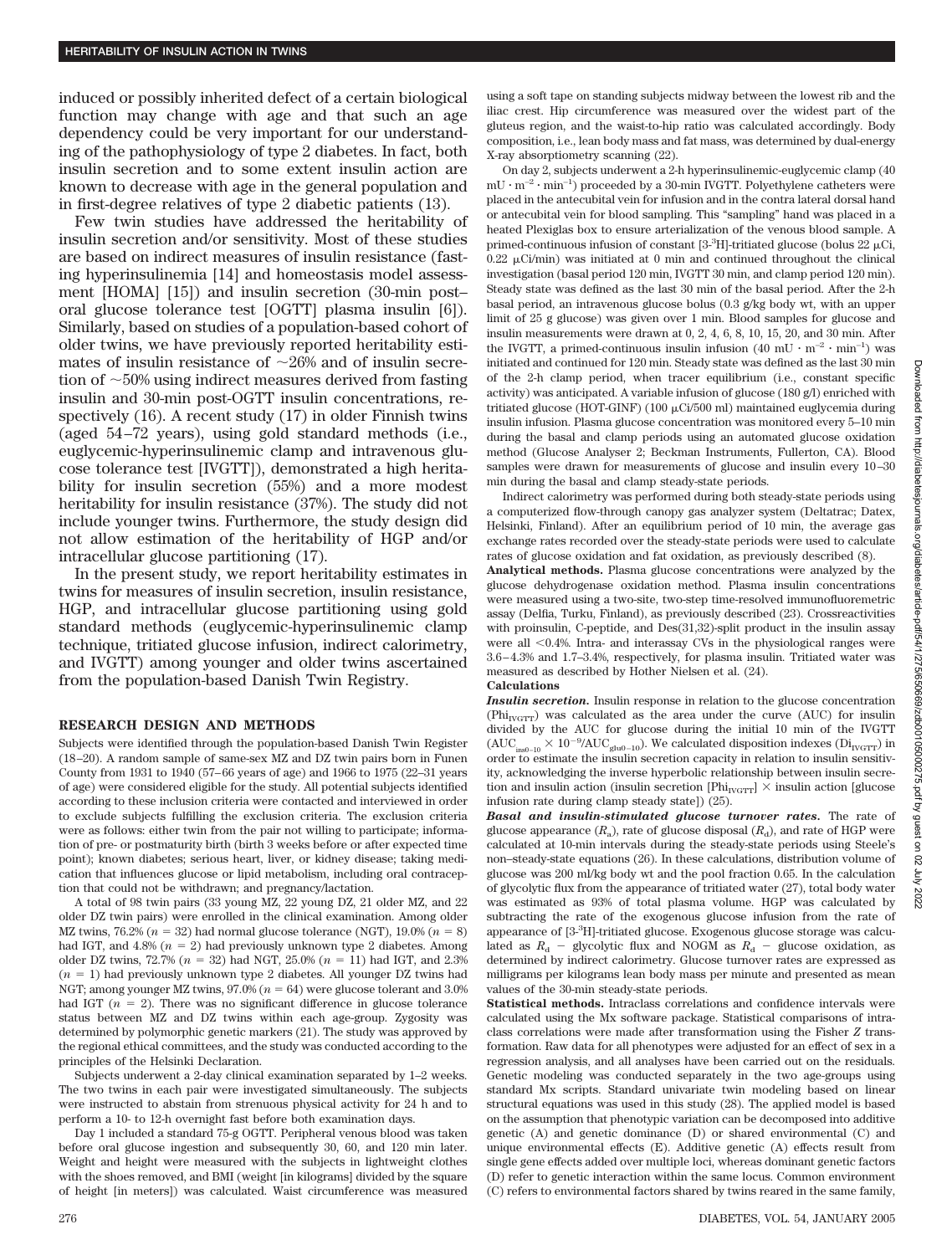induced or possibly inherited defect of a certain biological function may change with age and that such an age dependency could be very important for our understanding of the pathophysiology of type 2 diabetes. In fact, both insulin secretion and to some extent insulin action are known to decrease with age in the general population and in first-degree relatives of type 2 diabetic patients (13).

Few twin studies have addressed the heritability of insulin secretion and/or sensitivity. Most of these studies are based on indirect measures of insulin resistance (fasting hyperinsulinemia [14] and homeostasis model assessment [HOMA] [15]) and insulin secretion (30-min post–oral glucose tolerance test [OGTT] plasma insulin [6]). Similarly, based on studies of a population-based cohort of older twins, we have previously reported heritability estimates of insulin resistance of ~26% and of insulin secretion of ~50% using indirect measures derived from fasting insulin and 30-min post-OGTT insulin concentrations, respectively (16). A recent study (17) in older Finnish twins (aged 54–72 years), using gold standard methods (i.e., euglycemic-hyperinsulinemic clamp and intravenous glucose tolerance test [IVGTT]), demonstrated a high heritability for insulin secretion (55%) and a more modest heritability for insulin resistance (37%). The study did not include younger twins. Furthermore, the study design did not allow estimation of the heritability of HGP and/or intracellular glucose partitioning (17).

In the present study, we report heritability estimates in twins for measures of insulin secretion, insulin resistance, HGP, and intracellular glucose partitioning using gold standard methods (euglycemic-hyperinsulinemic clamp technique, tritiated glucose infusion, indirect calorimetry, and IVGTT) among younger and older twins ascertained from the population-based Danish Twin Registry.

## RESEARCH DESIGN AND METHODS

Subjects were identified through the population-based Danish Twin Register (18–20). A random sample of same-sex MZ and DZ twin pairs born in Funen County from 1931 to 1940 (57–66 years of age) and 1966 to 1975 (22–31 years of age) were considered eligible for the study. All potential subjects identified according to these inclusion criteria were contacted and interviewed in order to exclude subjects fulfilling the exclusion criteria. The exclusion criteria were as follows: either twin from the pair not willing to participate; information of pre- or postmaturity birth (birth 3 weeks before or after expected time point); known diabetes; serious heart, liver, or kidney disease; taking medication that influences glucose or lipid metabolism, including oral contraception that could not be withdrawn; and pregnancy/lactation.

A total of 98 twin pairs (33 young MZ, 22 young DZ, 21 older MZ, and 22 older DZ twin pairs) were enrolled in the clinical examination. Among older MZ twins, 76.2% ($n = 32$) had normal glucose tolerance (NGT), 19.0% ($n = 8$) had IGT, and 4.8% ($n = 2$) had previously unknown type 2 diabetes. Among older DZ twins, 72.7% ($n = 32$) had NGT, 25.0% ($n = 11$) had IGT, and 2.3% ($n = 1$) had previously unknown type 2 diabetes. All younger DZ twins had NGT; among younger MZ twins, 97.0% ($n = 64$) were glucose tolerant and 3.0% had IGT ($n = 2$). There was no significant difference in glucose tolerance status between MZ and DZ twins within each age-group. Zygosity was determined by polymorphic genetic markers (21). The study was approved by the regional ethical committees, and the study was conducted according to the principles of the Helsinki Declaration.

Subjects underwent a 2-day clinical examination separated by 1–2 weeks. The two twins in each pair were investigated simultaneously. The subjects were instructed to abstain from strenuous physical activity for 24 h and to perform a 10- to 12-h overnight fast before both examination days.

Day 1 included a standard 75-g OGTT. Peripheral venous blood was taken before oral glucose ingestion and subsequently 30, 60, and 120 min later. Weight and height were measured with the subjects in lightweight clothes with the shoes removed, and BMI (weight [in kilograms] divided by the square of height [in meters]) was calculated. Waist circumference was measured using a soft tape on standing subjects midway between the lowest rib and the iliac crest. Hip circumference was measured over the widest part of the gluteus region, and the waist-to-hip ratio was calculated accordingly. Body composition, i.e., lean body mass and fat mass, was determined by dual-energy X-ray absorptiometry scanning (22).

On day 2, subjects underwent a 2-h hyperinsulinemic-euglycemic clamp (40 $mU \cdot m^{-2} \cdot min^{-1}$) proceeded by a 30-min IVGTT. Polyethylene catheters were placed in the antecubital vein for infusion and in the contra lateral dorsal hand or antecubital vein for blood sampling. This "sampling" hand was placed in a heated Plexiglas box to ensure arterialization of the venous blood sample. A primed-continuous infusion of constant [$3$-$^3$H]-tritiated glucose (bolus 22 μCi, 0.22 μCi/min) was initiated at 0 min and continued throughout the clinical investigation (basal period 120 min, IVGTT 30 min, and clamp period 120 min). Steady state was defined as the last 30 min of the basal period. After the 2-h basal period, an intravenous glucose bolus (0.3 g/kg body wt, with an upper limit of 25 g glucose) was given over 1 min. Blood samples for glucose and insulin measurements were drawn at 0, 2, 4, 6, 8, 10, 15, 20, and 30 min. After the IVGTT, a primed-continuous insulin infusion (40 $mU \cdot m^{-2} \cdot min^{-1}$) was initiated and continued for 120 min. Steady state was defined as the last 30 min of the 2-h clamp period, when tracer equilibrium (i.e., constant specific activity) was anticipated. A variable infusion of glucose (180 g/l) enriched with tritiated glucose (HOT-GINF) (100 μCi/500 ml) maintained euglycemia during insulin infusion. Plasma glucose concentration was monitored every 5–10 min during the basal and clamp periods using an automated glucose oxidation method (Glucose Analyser 2; Beckman Instruments, Fullerton, CA). Blood samples were drawn for measurements of glucose and insulin every 10–30 min during the basal and clamp steady-state periods.

Indirect calorimetry was performed during both steady-state periods using a computerized flow-through canopy gas analyzer system (Deltatrac; Datex, Helsinki, Finland). After an equilibrium period of 10 min, the average gas exchange rates recorded over the steady-state periods were used to calculate rates of glucose oxidation and fat oxidation, as previously described (8).

**Analytical methods.** Plasma glucose concentrations were analyzed by the glucose dehydrogenase oxidation method. Plasma insulin concentrations were measured using a two-site, two-step time-resolved immunofluoremetric assay (Delfia, Turku, Finland), as previously described (23). Crossreactivities with proinsulin, C-peptide, and Des(31,32)-split product in the insulin assay were all <0.4%. Intra- and interassay CVs in the physiological ranges were 3.6–4.3% and 1.7–3.4%, respectively, for plasma insulin. Tritiated water was measured as described by Hother Nielsen et al. (24).

### Calculations

***Insulin secretion.*** Insulin response in relation to the glucose concentration ($Phi_{IVGTT}$) was calculated as the area under the curve (AUC) for insulin divided by the AUC for glucose during the initial 10 min of the IVGTT ($AUC_{ins0-10} \times 10^{-9}/AUC_{glu0-10}$). We calculated disposition indexes ($Di_{IVGTT}$) in order to estimate the insulin secretion capacity in relation to insulin sensitivity, acknowledging the inverse hyperbolic relationship between insulin secretion and insulin action (insulin secretion [$Phi_{IVGTT}$] × insulin action [glucose infusion rate during clamp steady state]) (25).

***Basal and insulin-stimulated glucose turnover rates.*** The rate of glucose appearance ($R_a$), rate of glucose disposal ($R_d$), and rate of HGP were calculated at 10-min intervals during the steady-state periods using Steele's non–steady-state equations (26). In these calculations, distribution volume of glucose was 200 ml/kg body wt and the pool fraction 0.65. In the calculation of glycolytic flux from the appearance of tritiated water (27), total body water was estimated as 93% of total plasma volume. HGP was calculated by subtracting the rate of the exogenous glucose infusion from the rate of appearance of [$3$-$^3$H]-tritiated glucose. Exogenous glucose storage was calculated as $R_d$ − glycolytic flux and NOGM as $R_d$ − glucose oxidation, as determined by indirect calorimetry. Glucose turnover rates are expressed as milligrams per kilograms lean body mass per minute and presented as mean values of the 30-min steady-state periods.

***Statistical methods.*** Intraclass correlations and confidence intervals were calculated using the Mx software package. Statistical comparisons of intraclass correlations were made after transformation using the Fisher Z transformation. Raw data for all phenotypes were adjusted for an effect of sex in a regression analysis, and all analyses have been carried out on the residuals. Genetic modeling was conducted separately in the two age-groups using standard Mx scripts. Standard univariate twin modeling based on linear structural equations was used in this study (28). The applied model is based on the assumption that phenotypic variation can be decomposed into additive genetic (A) and genetic dominance (D) or shared environmental (C) and unique environmental effects (E). Additive genetic (A) effects result from single gene effects added over multiple loci, whereas dominant genetic factors (D) refer to genetic interaction within the same locus. Common environment (C) refers to environmental factors shared by twins reared in the same family,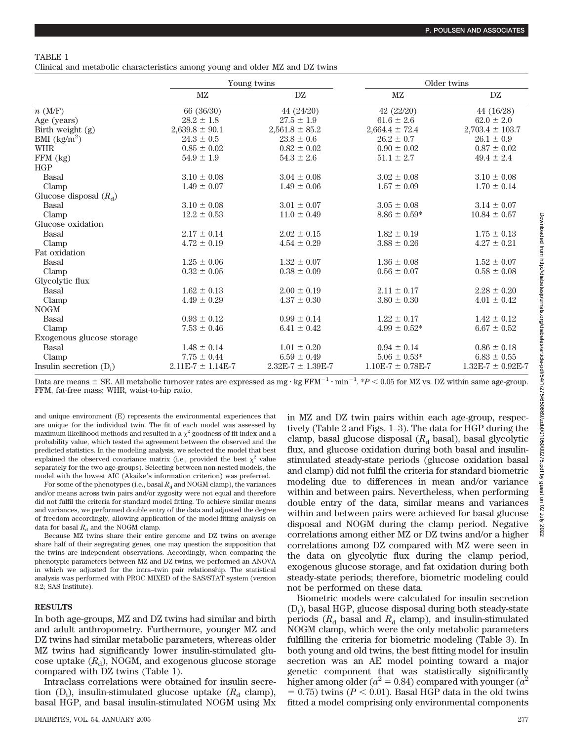TABLE 1

Clinical and metabolic characteristics among young and older MZ and DZ twins

| | Young twins | | Older twins | |
|---|---|---|---|---|
| | MZ | DZ | MZ | DZ |
| $n$ (M/F) | 66 (36/30) | 44 (24/20) | 42 (22/20) | 44 (16/28) |
| Age (years) | 28.2 ± 1.8 | 27.5 ± 1.9 | 61.6 ± 2.6 | 62.0 ± 2.0 |
| Birth weight (g) | 2,639.8 ± 90.1 | 2,561.8 ± 85.2 | 2,664.4 ± 72.4 | 2,703.4 ± 103.7 |
| BMI (kg/m$^2$) | 24.3 ± 0.5 | 23.8 ± 0.6 | 26.2 ± 0.7 | 26.1 ± 0.9 |
| WHR | 0.85 ± 0.02 | 0.82 ± 0.02 | 0.90 ± 0.02 | 0.87 ± 0.02 |
| FFM (kg) | 54.9 ± 1.9 | 54.3 ± 2.6 | 51.1 ± 2.7 | 49.4 ± 2.4 |
| HGP | | | | |
| Basal | 3.10 ± 0.08 | 3.04 ± 0.08 | 3.02 ± 0.08 | 3.10 ± 0.08 |
| Clamp | 1.49 ± 0.07 | 1.49 ± 0.06 | 1.57 ± 0.09 | 1.70 ± 0.14 |
| Glucose disposal ($R_d$) | | | | |
| Basal | 3.10 ± 0.08 | 3.01 ± 0.07 | 3.05 ± 0.08 | 3.14 ± 0.07 |
| Clamp | 12.2 ± 0.53 | 11.0 ± 0.49 | 8.86 ± 0.59* | 10.84 ± 0.57 |
| Glucose oxidation | | | | |
| Basal | 2.17 ± 0.14 | 2.02 ± 0.15 | 1.82 ± 0.19 | 1.75 ± 0.13 |
| Clamp | 4.72 ± 0.19 | 4.54 ± 0.29 | 3.88 ± 0.26 | 4.27 ± 0.21 |
| Fat oxidation | | | | |
| Basal | 1.25 ± 0.06 | 1.32 ± 0.07 | 1.36 ± 0.08 | 1.52 ± 0.07 |
| Clamp | 0.32 ± 0.05 | 0.38 ± 0.09 | 0.56 ± 0.07 | 0.58 ± 0.08 |
| Glycolytic flux | | | | |
| Basal | 1.62 ± 0.13 | 2.00 ± 0.19 | 2.11 ± 0.17 | 2.28 ± 0.20 |
| Clamp | 4.49 ± 0.29 | 4.37 ± 0.30 | 3.80 ± 0.30 | 4.01 ± 0.42 |
| NOGM | | | | |
| Basal | 0.93 ± 0.12 | 0.99 ± 0.14 | 1.22 ± 0.17 | 1.42 ± 0.12 |
| Clamp | 7.53 ± 0.46 | 6.41 ± 0.42 | 4.99 ± 0.52* | 6.67 ± 0.52 |
| Exogenous glucose storage | | | | |
| Basal | 1.48 ± 0.14 | 1.01 ± 0.20 | 0.94 ± 0.14 | 0.86 ± 0.18 |
| Clamp | 7.75 ± 0.44 | 6.59 ± 0.49 | 5.06 ± 0.53* | 6.83 ± 0.55 |
| Insulin secretion ($D_i$) | 2.11E-7 ± 1.14E-7 | 2.32E-7 ± 1.39E-7 | 1.10E-7 ± 0.78E-7 | 1.32E-7 ± 0.92E-7 |

Data are means ± SE. All metabolic turnover rates are expressed as mg · kg FFM$^{-1}$ · min$^{-1}$. *$P < 0.05$ for MZ vs. DZ within same age-group. FFM, fat-free mass; WHR, waist-to-hip ratio.

and unique environment (E) represents the environmental experiences that are unique for the individual twin. The fit of each model was assessed by maximum-likelihood methods and resulted in a $\chi^2$ goodness-of-fit index and a probability value, which tested the agreement between the observed and the predicted statistics. In the modeling analysis, we selected the model that best explained the observed covariance matrix (i.e., provided the best $\chi^2$ value separately for the two age-groups). Selecting between non-nested models, the model with the lowest AIC (Akaike's information criterion) was preferred.

For some of the phenotypes (i.e., basal $R_d$ and NOGM clamp), the variances and/or means across twin pairs and/or zygosity were not equal and therefore did not fulfil the criteria for standard model fitting. To achieve similar means and variances, we performed double entry of the data and adjusted the degree of freedom accordingly, allowing application of the model-fitting analysis on data for basal $R_d$ and the NOGM clamp.

Because MZ twins share their entire genome and DZ twins on average share half of their segregating genes, one may question the supposition that the twins are independent observations. Accordingly, when comparing the phenotypic parameters between MZ and DZ twins, we performed an ANOVA in which we adjusted for the intra–twin pair relationship. The statistical analysis was performed with PROC MIXED of the SAS/STAT system (version 8.2; SAS Institute).

## RESULTS

In both age-groups, MZ and DZ twins had similar and birth and adult anthropometry. Furthermore, younger MZ and DZ twins had similar metabolic parameters, whereas older MZ twins had significantly lower insulin-stimulated glucose uptake ($R_d$), NOGM, and exogenous glucose storage compared with DZ twins (Table 1).

Intraclass correlations were obtained for insulin secretion ($D_i$), insulin-stimulated glucose uptake ($R_d$ clamp), basal HGP, and basal insulin-stimulated NOGM using Mx in MZ and DZ twin pairs within each age-group, respectively (Table 2 and Figs. 1–3). The data for HGP during the clamp, basal glucose disposal ($R_d$ basal), basal glycolytic flux, and glucose oxidation during both basal and insulin-stimulated steady-state periods (glucose oxidation basal and clamp) did not fulfil the criteria for standard biometric modeling due to differences in mean and/or variance within and between pairs. Nevertheless, when performing double entry of the data, similar means and variances within and between pairs were achieved for basal glucose disposal and NOGM during the clamp period. Negative correlations among either MZ or DZ twins and/or a higher correlations among DZ compared with MZ were seen in the data on glycolytic flux during the clamp period, exogenous glucose storage, and fat oxidation during both steady-state periods; therefore, biometric modeling could not be performed on these data.

Biometric models were calculated for insulin secretion ($D_i$), basal HGP, glucose disposal during both steady-state periods ($R_d$ basal and $R_d$ clamp), and insulin-stimulated NOGM clamp, which were the only metabolic parameters fulfilling the criteria for biometric modeling (Table 3). In both young and old twins, the best fitting model for insulin secretion was an AE model pointing toward a major genetic component that was statistically significantly higher among older ($a^2 = 0.84$) compared with younger ($a^2 = 0.75$) twins ($P < 0.01$). Basal HGP data in the old twins fitted a model comprising only environmental components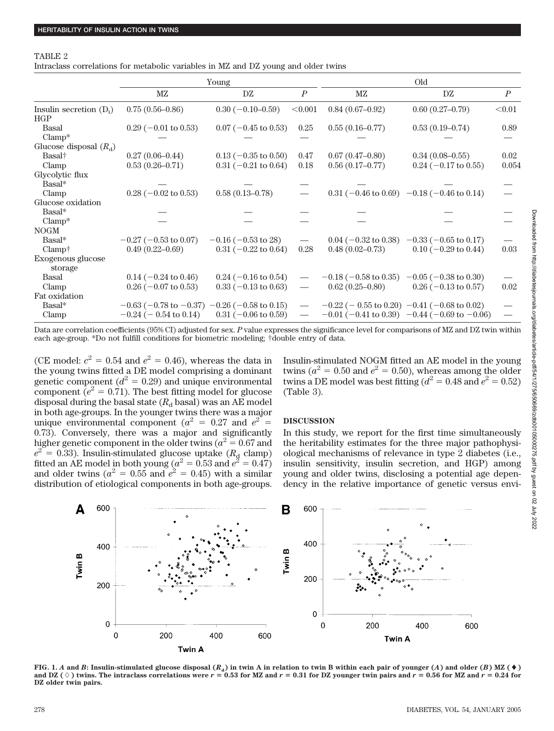TABLE 2

Intraclass correlations for metabolic variables in MZ and DZ young and older twins

| | Young | | | Old | | |
|---|---|---|---|---|---|---|
| | MZ | DZ | $P$ | MZ | DZ | $P$ |
| Insulin secretion ($D_i$) | 0.75 (0.56–0.86) | 0.30 (−0.10–0.59) | <0.001 | 0.84 (0.67–0.92) | 0.60 (0.27–0.79) | <0.01 |
| HGP | | | | | | |
| Basal | 0.29 (−0.01 to 0.53) | 0.07 (−0.45 to 0.53) | 0.25 | 0.55 (0.16–0.77) | 0.53 (0.19–0.74) | 0.89 |
| Clamp* | — | — | — | — | — | — |
| Glucose disposal ($R_d$) | | | | | | |
| Basal† | 0.27 (0.06–0.44) | 0.13 (−0.35 to 0.50) | 0.47 | 0.67 (0.47–0.80) | 0.34 (0.08–0.55) | 0.02 |
| Clamp | 0.53 (0.26–0.71) | 0.31 (−0.21 to 0.64) | 0.18 | 0.56 (0.17–0.77) | 0.24 (−0.17 to 0.55) | 0.054 |
| Glycolytic flux | | | | | | |
| Basal* | — | — | — | — | — | — |
| Clamp | 0.28 (−0.02 to 0.53) | 0.58 (0.13–0.78) | — | 0.31 (−0.46 to 0.69) | −0.18 (−0.46 to 0.14) | — |
| Glucose oxidation | | | | | | |
| Basal* | — | — | — | — | — | — |
| Clamp* | — | — | — | — | — | — |
| NOGM | | | | | | |
| Basal* | −0.27 (−0.53 to 0.07) | −0.16 (−0.53 to 28) | — | 0.04 (−0.32 to 0.38) | −0.33 (−0.65 to 0.17) | — |
| Clamp† | 0.49 (0.22–0.69) | 0.31 (−0.22 to 0.64) | 0.28 | 0.48 (0.02–0.73) | 0.10 (−0.29 to 0.44) | 0.03 |
| Exogenous glucose storage | | | | | | |
| Basal | 0.14 (−0.24 to 0.46) | 0.24 (−0.16 to 0.54) | — | −0.18 (−0.58 to 0.35) | −0.05 (−0.38 to 0.30) | — |
| Clamp | 0.26 (−0.07 to 0.53) | 0.33 (−0.13 to 0.63) | — | 0.62 (0.25–0.80) | 0.26 (−0.13 to 0.57) | 0.02 |
| Fat oxidation | | | | | | |
| Basal* | −0.63 (−0.78 to −0.37) | −0.26 (−0.58 to 0.15) | — | −0.22 (− 0.55 to 0.20) | −0.41 (−0.68 to 0.02) | — |
| Clamp | −0.24 (− 0.54 to 0.14) | 0.31 (−0.06 to 0.59) | — | −0.01 (−0.41 to 0.39) | −0.44 (−0.69 to −0.06) | — |

Data are correlation coefficients (95% CI) adjusted for sex. $P$ value expresses the significance level for comparisons of MZ and DZ twin within each age-group. *Do not fulfill conditions for biometric modeling; †double entry of data.

(CE model: $c^2 = 0.54$ and $e^2 = 0.46$), whereas the data in the young twins fitted a DE model comprising a dominant genetic component ($d^2 = 0.29$) and unique environmental component ($e^2 = 0.71$). The best fitting model for glucose disposal during the basal state ($R_d$ basal) was an AE model in both age-groups. In the younger twins there was a major unique environmental component ($a^2 = 0.27$ and $e^2 = 0.73$). Conversely, there was a major and significantly higher genetic component in the older twins ($a^2 = 0.67$ and $e^2 = 0.33$). Insulin-stimulated glucose uptake ($R_d$ clamp) fitted an AE model in both young ($a^2 = 0.53$ and $e^2 = 0.47$) and older twins ($a^2 = 0.55$ and $e^2 = 0.45$) with a similar distribution of etiological components in both age-groups. Insulin-stimulated NOGM fitted an AE model in the young twins ($a^2 = 0.50$ and $e^2 = 0.50$), whereas among the older twins a DE model was best fitting ($d^2 = 0.48$ and $e^2 = 0.52$) (Table 3).

## DISCUSSION

In this study, we report for the first time simultaneously the heritability estimates for the three major pathophysiological mechanisms of relevance in type 2 diabetes (i.e., insulin sensitivity, insulin secretion, and HGP) among young and older twins, disclosing a potential age dependency in the relative importance of genetic versus envi-

**FIG. 1.** ***A*** **and** ***B*****: Insulin-stimulated glucose disposal ($R_d$) in twin A in relation to twin B within each pair of younger (*A*) and older (*B*) MZ (♦) and DZ (◇) twins. The intraclass correlations were $r = 0.53$ for MZ and $r = 0.31$ for DZ younger twin pairs and $r = 0.56$ for MZ and $r = 0.24$ for DZ older twin pairs.**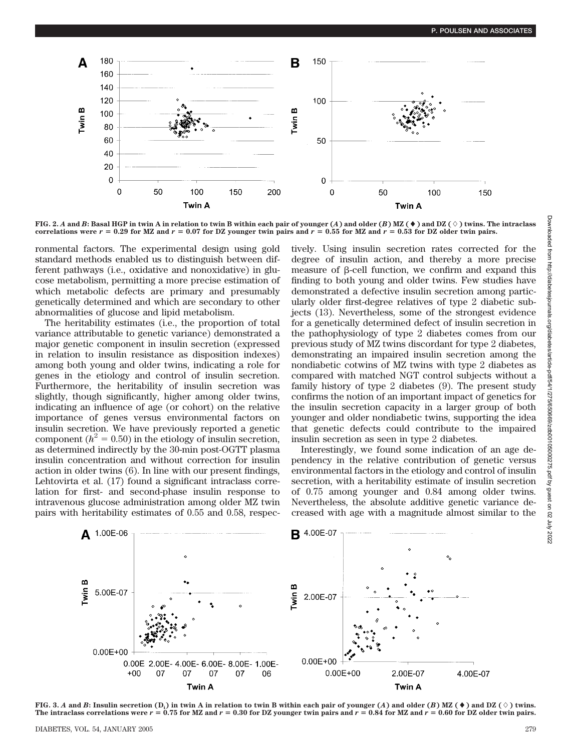FIG. 2. *A* and *B*: Basal HGP in twin A in relation to twin B within each pair of younger (*A*) and older (*B*) MZ (♦) and DZ (◇) twins. The intraclass correlations were $r = 0.29$ for MZ and $r = 0.07$ for DZ younger twin pairs and $r = 0.55$ for MZ and $r = 0.53$ for DZ older twin pairs.

ronmental factors. The experimental design using gold standard methods enabled us to distinguish between different pathways (i.e., oxidative and nonoxidative) in glucose metabolism, permitting a more precise estimation of which metabolic defects are primary and presumably genetically determined and which are secondary to other abnormalities of glucose and lipid metabolism.

The heritability estimates (i.e., the proportion of total variance attributable to genetic variance) demonstrated a major genetic component in insulin secretion (expressed in relation to insulin resistance as disposition indexes) among both young and older twins, indicating a role for genes in the etiology and control of insulin secretion. Furthermore, the heritability of insulin secretion was slightly, though significantly, higher among older twins, indicating an influence of age (or cohort) on the relative importance of genes versus environmental factors on insulin secretion. We have previously reported a genetic component ($h^2 = 0.50$) in the etiology of insulin secretion, as determined indirectly by the 30-min post-OGTT plasma insulin concentration and without correction for insulin action in older twins (6). In line with our present findings, Lehtovirta et al. (17) found a significant intraclass correlation for first- and second-phase insulin response to intravenous glucose administration among older MZ twin pairs with heritability estimates of 0.55 and 0.58, respectively. Using insulin secretion rates corrected for the degree of insulin action, and thereby a more precise measure of β-cell function, we confirm and expand this finding to both young and older twins. Few studies have demonstrated a defective insulin secretion among particularly older first-degree relatives of type 2 diabetic subjects (13). Nevertheless, some of the strongest evidence for a genetically determined defect of insulin secretion in the pathophysiology of type 2 diabetes comes from our previous study of MZ twins discordant for type 2 diabetes, demonstrating an impaired insulin secretion among the nondiabetic cotwins of MZ twins with type 2 diabetes as compared with matched NGT control subjects without a family history of type 2 diabetes (9). The present study confirms the notion of an important impact of genetics for the insulin secretion capacity in a larger group of both younger and older nondiabetic twins, supporting the idea that genetic defects could contribute to the impaired insulin secretion as seen in type 2 diabetes.

Interestingly, we found some indication of an age dependency in the relative contribution of genetic versus environmental factors in the etiology and control of insulin secretion, with a heritability estimate of insulin secretion of 0.75 among younger and 0.84 among older twins. Nevertheless, the absolute additive genetic variance decreased with age with a magnitude almost similar to the

FIG. 3. *A* and *B*: Insulin secretion ($D_i$) in twin A in relation to twin B within each pair of younger (*A*) and older (*B*) MZ (♦) and DZ (◇) twins. The intraclass correlations were $r = 0.75$ for MZ and $r = 0.30$ for DZ younger twin pairs and $r = 0.84$ for MZ and $r = 0.60$ for DZ older twin pairs.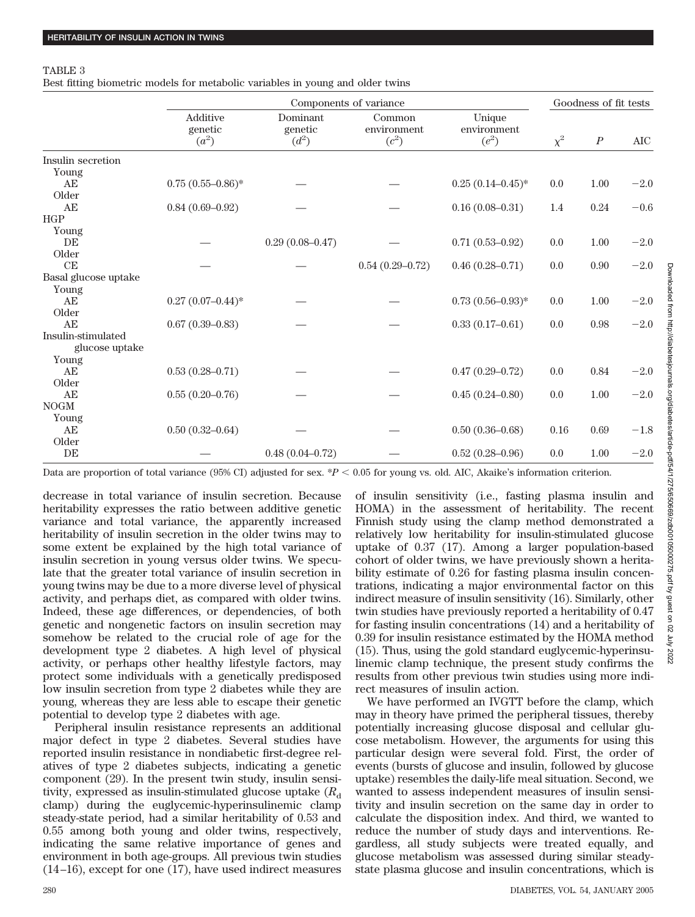TABLE 3

Best fitting biometric models for metabolic variables in young and older twins

| | Components of variance | | | | Goodness of fit tests | | |
|---|---|---|---|---|---|---|---|
| | Additive genetic ($a^2$) | Dominant genetic ($d^2$) | Common environment ($c^2$) | Unique environment ($e^2$) | $\chi^2$ | $P$ | AIC |
| Insulin secretion | | | | | | | |
| Young | | | | | | | |
| AE | 0.75 (0.55–0.86)* | — | — | 0.25 (0.14–0.45)* | 0.0 | 1.00 | −2.0 |
| Older | | | | | | | |
| AE | 0.84 (0.69–0.92) | — | — | 0.16 (0.08–0.31) | 1.4 | 0.24 | −0.6 |
| HGP | | | | | | | |
| Young | | | | | | | |
| DE | — | 0.29 (0.08–0.47) | — | 0.71 (0.53–0.92) | 0.0 | 1.00 | −2.0 |
| Older | | | | | | | |
| CE | — | — | 0.54 (0.29–0.72) | 0.46 (0.28–0.71) | 0.0 | 0.90 | −2.0 |
| Basal glucose uptake | | | | | | | |
| Young | | | | | | | |
| AE | 0.27 (0.07–0.44)* | — | — | 0.73 (0.56–0.93)* | 0.0 | 1.00 | −2.0 |
| Older | | | | | | | |
| AE | 0.67 (0.39–0.83) | — | — | 0.33 (0.17–0.61) | 0.0 | 0.98 | −2.0 |
| Insulin-stimulated glucose uptake | | | | | | | |
| Young | | | | | | | |
| AE | 0.53 (0.28–0.71) | — | — | 0.47 (0.29–0.72) | 0.0 | 0.84 | −2.0 |
| Older | | | | | | | |
| AE | 0.55 (0.20–0.76) | — | — | 0.45 (0.24–0.80) | 0.0 | 1.00 | −2.0 |
| NOGM | | | | | | | |
| Young | | | | | | | |
| AE | 0.50 (0.32–0.64) | — | — | 0.50 (0.36–0.68) | 0.16 | 0.69 | −1.8 |
| Older | | | | | | | |
| DE | — | 0.48 (0.04–0.72) | — | 0.52 (0.28–0.96) | 0.0 | 1.00 | −2.0 |

Data are proportion of total variance (95% CI) adjusted for sex. *$P < 0.05$ for young vs. old. AIC, Akaike's information criterion.

decrease in total variance of insulin secretion. Because heritability expresses the ratio between additive genetic variance and total variance, the apparently increased heritability of insulin secretion in the older twins may to some extent be explained by the high total variance of insulin secretion in young versus older twins. We speculate that the greater total variance of insulin secretion in young twins may be due to a more diverse level of physical activity, and perhaps diet, as compared with older twins. Indeed, these age differences, or dependencies, of both genetic and nongenetic factors on insulin secretion may somehow be related to the crucial role of age for the development type 2 diabetes. A high level of physical activity, or perhaps other healthy lifestyle factors, may protect some individuals with a genetically predisposed low insulin secretion from type 2 diabetes while they are young, whereas they are less able to escape their genetic potential to develop type 2 diabetes with age.

Peripheral insulin resistance represents an additional major defect in type 2 diabetes. Several studies have reported insulin resistance in nondiabetic first-degree relatives of type 2 diabetes subjects, indicating a genetic component (29). In the present twin study, insulin sensitivity, expressed as insulin-stimulated glucose uptake ($R_d$ clamp) during the euglycemic-hyperinsulinemic clamp steady-state period, had a similar heritability of 0.53 and 0.55 among both young and older twins, respectively, indicating the same relative importance of genes and environment in both age-groups. All previous twin studies (14–16), except for one (17), have used indirect measures of insulin sensitivity (i.e., fasting plasma insulin and HOMA) in the assessment of heritability. The recent Finnish study using the clamp method demonstrated a relatively low heritability for insulin-stimulated glucose uptake of 0.37 (17). Among a larger population-based cohort of older twins, we have previously shown a heritability estimate of 0.26 for fasting plasma insulin concentrations, indicating a major environmental factor on this indirect measure of insulin sensitivity (16). Similarly, other twin studies have previously reported a heritability of 0.47 for fasting insulin concentrations (14) and a heritability of 0.39 for insulin resistance estimated by the HOMA method (15). Thus, using the gold standard euglycemic-hyperinsulinemic clamp technique, the present study confirms the results from other previous twin studies using more indirect measures of insulin action.

We have performed an IVGTT before the clamp, which may in theory have primed the peripheral tissues, thereby potentially increasing glucose disposal and cellular glucose metabolism. However, the arguments for using this particular design were several fold. First, the order of events (bursts of glucose and insulin, followed by glucose uptake) resembles the daily-life meal situation. Second, we wanted to assess independent measures of insulin sensitivity and insulin secretion on the same day in order to calculate the disposition index. And third, we wanted to reduce the number of study days and interventions. Regardless, all study subjects were treated equally, and glucose metabolism was assessed during similar steady-state plasma glucose and insulin concentrations, which is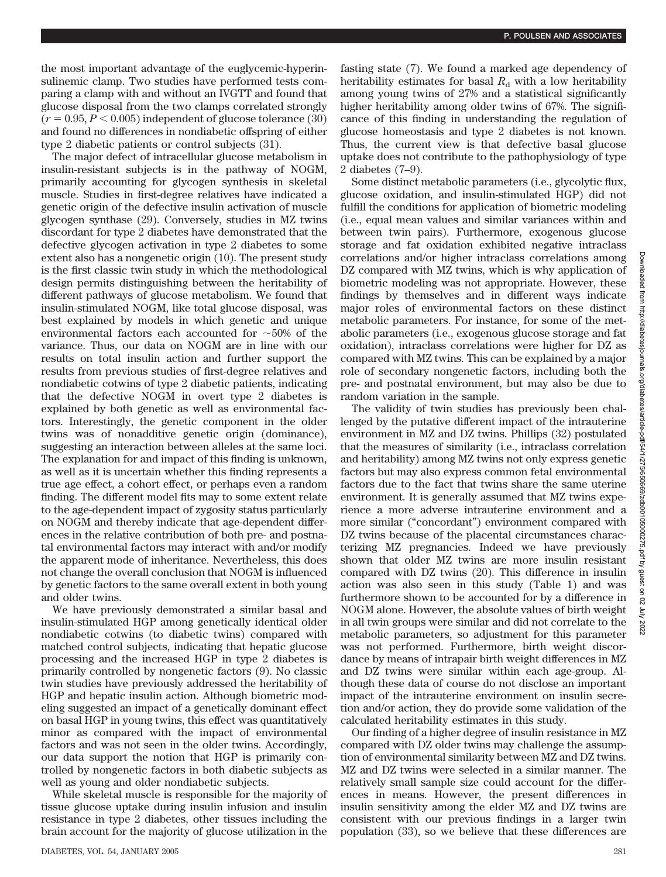the most important advantage of the euglycemic-hyperinsulinemic clamp. Two studies have performed tests comparing a clamp with and without an IVGTT and found that glucose disposal from the two clamps correlated strongly ($r = 0.95$, $P < 0.005$) independent of glucose tolerance (30) and found no differences in nondiabetic offspring of either type 2 diabetic patients or control subjects (31).

The major defect of intracellular glucose metabolism in insulin-resistant subjects is in the pathway of NOGM, primarily accounting for glycogen synthesis in skeletal muscle. Studies in first-degree relatives have indicated a genetic origin of the defective insulin activation of muscle glycogen synthase (29). Conversely, studies in MZ twins discordant for type 2 diabetes have demonstrated that the defective glycogen activation in type 2 diabetes to some extent also has a nongenetic origin (10). The present study is the first classic twin study in which the methodological design permits distinguishing between the heritability of different pathways of glucose metabolism. We found that insulin-stimulated NOGM, like total glucose disposal, was best explained by models in which genetic and unique environmental factors each accounted for ~50% of the variance. Thus, our data on NOGM are in line with our results on total insulin action and further support the results from previous studies of first-degree relatives and nondiabetic cotwins of type 2 diabetic patients, indicating that the defective NOGM in overt type 2 diabetes is explained by both genetic as well as environmental factors. Interestingly, the genetic component in the older twins was of nonadditive genetic origin (dominance), suggesting an interaction between alleles at the same loci. The explanation for and impact of this finding is unknown, as well as it is uncertain whether this finding represents a true age effect, a cohort effect, or perhaps even a random finding. The different model fits may to some extent relate to the age-dependent impact of zygosity status particularly on NOGM and thereby indicate that age-dependent differences in the relative contribution of both pre- and postnatal environmental factors may interact with and/or modify the apparent mode of inheritance. Nevertheless, this does not change the overall conclusion that NOGM is influenced by genetic factors to the same overall extent in both young and older twins.

We have previously demonstrated a similar basal and insulin-stimulated HGP among genetically identical older nondiabetic cotwins (to diabetic twins) compared with matched control subjects, indicating that hepatic glucose processing and the increased HGP in type 2 diabetes is primarily controlled by nongenetic factors (9). No classic twin studies have previously addressed the heritability of HGP and hepatic insulin action. Although biometric modeling suggested an impact of a genetically dominant effect on basal HGP in young twins, this effect was quantitatively minor as compared with the impact of environmental factors and was not seen in the older twins. Accordingly, our data support the notion that HGP is primarily controlled by nongenetic factors in both diabetic subjects as well as young and older nondiabetic subjects.

While skeletal muscle is responsible for the majority of tissue glucose uptake during insulin infusion and insulin resistance in type 2 diabetes, other tissues including the brain account for the majority of glucose utilization in the fasting state (7). We found a marked age dependency of heritability estimates for basal $R_d$ with a low heritability among young twins of 27% and a statistical significantly higher heritability among older twins of 67%. The significance of this finding in understanding the regulation of glucose homeostasis and type 2 diabetes is not known. Thus, the current view is that defective basal glucose uptake does not contribute to the pathophysiology of type 2 diabetes (7–9).

Some distinct metabolic parameters (i.e., glycolytic flux, glucose oxidation, and insulin-stimulated HGP) did not fulfill the conditions for application of biometric modeling (i.e., equal mean values and similar variances within and between twin pairs). Furthermore, exogenous glucose storage and fat oxidation exhibited negative intraclass correlations and/or higher intraclass correlations among DZ compared with MZ twins, which is why application of biometric modeling was not appropriate. However, these findings by themselves and in different ways indicate major roles of environmental factors on these distinct metabolic parameters. For instance, for some of the metabolic parameters (i.e., exogenous glucose storage and fat oxidation), intraclass correlations were higher for DZ as compared with MZ twins. This can be explained by a major role of secondary nongenetic factors, including both the pre- and postnatal environment, but may also be due to random variation in the sample.

The validity of twin studies has previously been challenged by the putative different impact of the intrauterine environment in MZ and DZ twins. Phillips (32) postulated that the measures of similarity (i.e., intraclass correlation and heritability) among MZ twins not only express genetic factors but may also express common fetal environmental factors due to the fact that twins share the same uterine environment. It is generally assumed that MZ twins experience a more adverse intrauterine environment and a more similar ("concordant") environment compared with DZ twins because of the placental circumstances characterizing MZ pregnancies. Indeed we have previously shown that older MZ twins are more insulin resistant compared with DZ twins (20). This difference in insulin action was also seen in this study (Table 1) and was furthermore shown to be accounted for by a difference in NOGM alone. However, the absolute values of birth weight in all twin groups were similar and did not correlate to the metabolic parameters, so adjustment for this parameter was not performed. Furthermore, birth weight discordance by means of intrapair birth weight differences in MZ and DZ twins were similar within each age-group. Although these data of course do not disclose an important impact of the intrauterine environment on insulin secretion and/or action, they do provide some validation of the calculated heritability estimates in this study.

Our finding of a higher degree of insulin resistance in MZ compared with DZ older twins may challenge the assumption of environmental similarity between MZ and DZ twins. MZ and DZ twins were selected in a similar manner. The relatively small sample size could account for the differences in means. However, the present differences in insulin sensitivity among the elder MZ and DZ twins are consistent with our previous findings in a larger twin population (33), so we believe that these differences are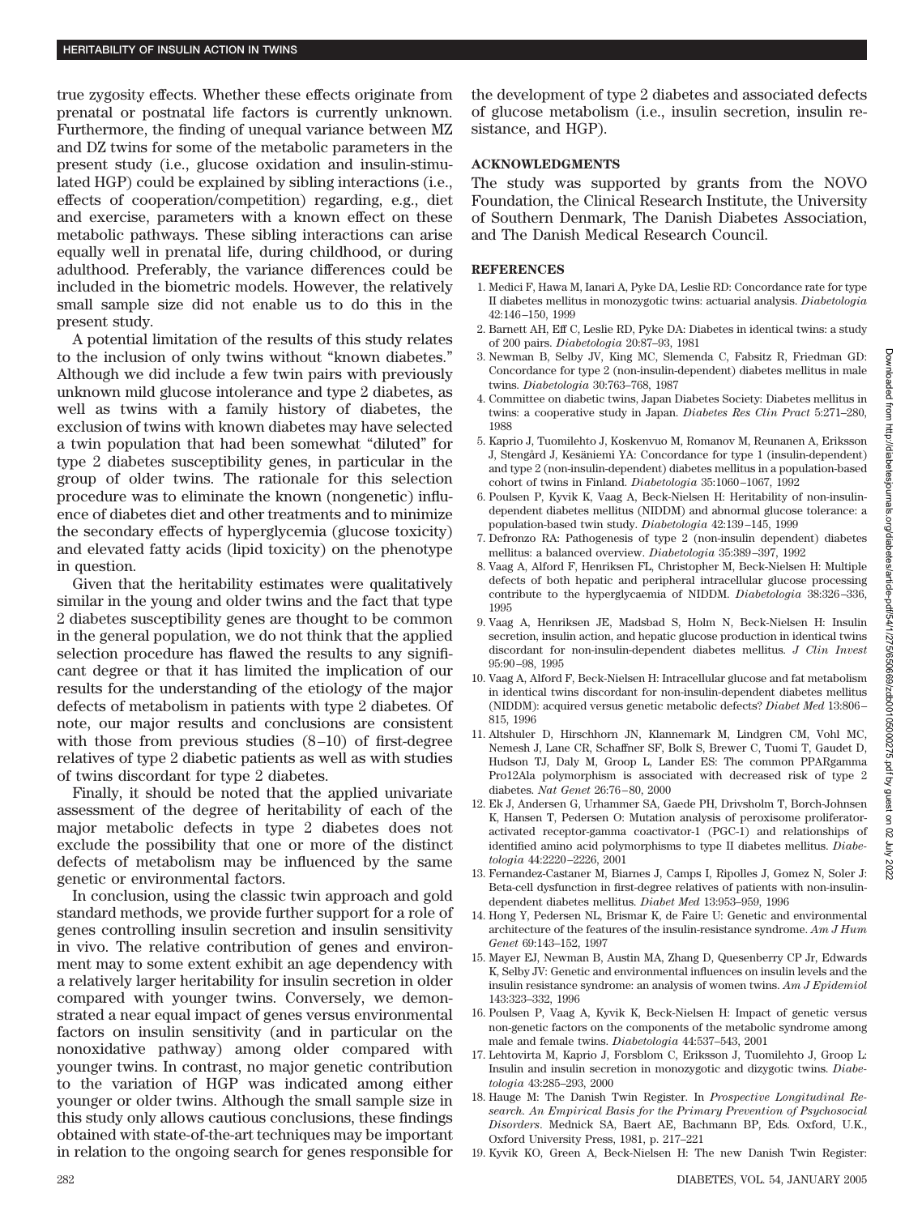true zygosity effects. Whether these effects originate from prenatal or postnatal life factors is currently unknown. Furthermore, the finding of unequal variance between MZ and DZ twins for some of the metabolic parameters in the present study (i.e., glucose oxidation and insulin-stimulated HGP) could be explained by sibling interactions (i.e., effects of cooperation/competition) regarding, e.g., diet and exercise, parameters with a known effect on these metabolic pathways. These sibling interactions can arise equally well in prenatal life, during childhood, or during adulthood. Preferably, the variance differences could be included in the biometric models. However, the relatively small sample size did not enable us to do this in the present study.

A potential limitation of the results of this study relates to the inclusion of only twins without "known diabetes." Although we did include a few twin pairs with previously unknown mild glucose intolerance and type 2 diabetes, as well as twins with a family history of diabetes, the exclusion of twins with known diabetes may have selected a twin population that had been somewhat "diluted" for type 2 diabetes susceptibility genes, in particular in the group of older twins. The rationale for this selection procedure was to eliminate the known (nongenetic) influence of diabetes diet and other treatments and to minimize the secondary effects of hyperglycemia (glucose toxicity) and elevated fatty acids (lipid toxicity) on the phenotype in question.

Given that the heritability estimates were qualitatively similar in the young and older twins and the fact that type 2 diabetes susceptibility genes are thought to be common in the general population, we do not think that the applied selection procedure has flawed the results to any significant degree or that it has limited the implication of our results for the understanding of the etiology of the major defects of metabolism in patients with type 2 diabetes. Of note, our major results and conclusions are consistent with those from previous studies (8–10) of first-degree relatives of type 2 diabetic patients as well as with studies of twins discordant for type 2 diabetes.

Finally, it should be noted that the applied univariate assessment of the degree of heritability of each of the major metabolic defects in type 2 diabetes does not exclude the possibility that one or more of the distinct defects of metabolism may be influenced by the same genetic or environmental factors.

In conclusion, using the classic twin approach and gold standard methods, we provide further support for a role of genes controlling insulin secretion and insulin sensitivity in vivo. The relative contribution of genes and environment may to some extent exhibit an age dependency with a relatively larger heritability for insulin secretion in older compared with younger twins. Conversely, we demonstrated a near equal impact of genes versus environmental factors on insulin sensitivity (and in particular on the nonoxidative pathway) among older compared with younger twins. In contrast, no major genetic contribution to the variation of HGP was indicated among either younger or older twins. Although the small sample size in this study only allows cautious conclusions, these findings obtained with state-of-the-art techniques may be important in relation to the ongoing search for genes responsible for the development of type 2 diabetes and associated defects of glucose metabolism (i.e., insulin secretion, insulin resistance, and HGP).

## ACKNOWLEDGMENTS

The study was supported by grants from the NOVO Foundation, the Clinical Research Institute, the University of Southern Denmark, The Danish Diabetes Association, and The Danish Medical Research Council.

## REFERENCES

1. Medici F, Hawa M, Ianari A, Pyke DA, Leslie RD: Concordance rate for type II diabetes mellitus in monozygotic twins: actuarial analysis. *Diabetologia* 42:146–150, 1999
2. Barnett AH, Eff C, Leslie RD, Pyke DA: Diabetes in identical twins: a study of 200 pairs. *Diabetologia* 20:87–93, 1981
3. Newman B, Selby JV, King MC, Slemenda C, Fabsitz R, Friedman GD: Concordance for type 2 (non-insulin-dependent) diabetes mellitus in male twins. *Diabetologia* 30:763–768, 1987
4. Committee on diabetic twins, Japan Diabetes Society: Diabetes mellitus in twins: a cooperative study in Japan. *Diabetes Res Clin Pract* 5:271–280, 1988
5. Kaprio J, Tuomilehto J, Koskenvuo M, Romanov M, Reunanen A, Eriksson J, Stengård J, Kesäniemi YA: Concordance for type 1 (insulin-dependent) and type 2 (non-insulin-dependent) diabetes mellitus in a population-based cohort of twins in Finland. *Diabetologia* 35:1060–1067, 1992
6. Poulsen P, Kyvik K, Vaag A, Beck-Nielsen H: Heritability of non-insulin-dependent diabetes mellitus (NIDDM) and abnormal glucose tolerance: a population-based twin study. *Diabetologia* 42:139–145, 1999
7. Defronzo RA: Pathogenesis of type 2 (non-insulin dependent) diabetes mellitus: a balanced overview. *Diabetologia* 35:389–397, 1992
8. Vaag A, Alford F, Henriksen FL, Christopher M, Beck-Nielsen H: Multiple defects of both hepatic and peripheral intracellular glucose processing contribute to the hyperglycaemia of NIDDM. *Diabetologia* 38:326–336, 1995
9. Vaag A, Henriksen JE, Madsbad S, Holm N, Beck-Nielsen H: Insulin secretion, insulin action, and hepatic glucose production in identical twins discordant for non-insulin-dependent diabetes mellitus. *J Clin Invest* 95:90–98, 1995
10. Vaag A, Alford F, Beck-Nielsen H: Intracellular glucose and fat metabolism in identical twins discordant for non-insulin-dependent diabetes mellitus (NIDDM): acquired versus genetic metabolic defects? *Diabet Med* 13:806–815, 1996
11. Altshuler D, Hirschhorn JN, Klannemark M, Lindgren CM, Vohl MC, Nemesh J, Lane CR, Schaffner SF, Bolk S, Brewer C, Tuomi T, Gaudet D, Hudson TJ, Daly M, Groop L, Lander ES: The common PPARgamma Pro12Ala polymorphism is associated with decreased risk of type 2 diabetes. *Nat Genet* 26:76–80, 2000
12. Ek J, Andersen G, Urhammer SA, Gaede PH, Drivsholm T, Borch-Johnsen K, Hansen T, Pedersen O: Mutation analysis of peroxisome proliferator-activated receptor-gamma coactivator-1 (PGC-1) and relationships of identified amino acid polymorphisms to type II diabetes mellitus. *Diabetologia* 44:2220–2226, 2001
13. Fernandez-Castaner M, Biarnes J, Camps I, Ripolles J, Gomez N, Soler J: Beta-cell dysfunction in first-degree relatives of patients with non-insulin-dependent diabetes mellitus. *Diabet Med* 13:953–959, 1996
14. Hong Y, Pedersen NL, Brismar K, de Faire U: Genetic and environmental architecture of the features of the insulin-resistance syndrome. *Am J Hum Genet* 69:143–152, 1997
15. Mayer EJ, Newman B, Austin MA, Zhang D, Quesenberry CP Jr, Edwards K, Selby JV: Genetic and environmental influences on insulin levels and the insulin resistance syndrome: an analysis of women twins. *Am J Epidemiol* 143:323–332, 1996
16. Poulsen P, Vaag A, Kyvik K, Beck-Nielsen H: Impact of genetic versus non-genetic factors on the components of the metabolic syndrome among male and female twins. *Diabetologia* 44:537–543, 2001
17. Lehtovirta M, Kaprio J, Forsblom C, Eriksson J, Tuomilehto J, Groop L: Insulin and insulin secretion in monozygotic and dizygotic twins. *Diabetologia* 43:285–293, 2000
18. Hauge M: The Danish Twin Register. In *Prospective Longitudinal Research. An Empirical Basis for the Primary Prevention of Psychosocial Disorders*. Mednick SA, Baert AE, Bachmann BP, Eds. Oxford, U.K., Oxford University Press, 1981, p. 217–221
19. Kyvik KO, Green A, Beck-Nielsen H: The new Danish Twin Register: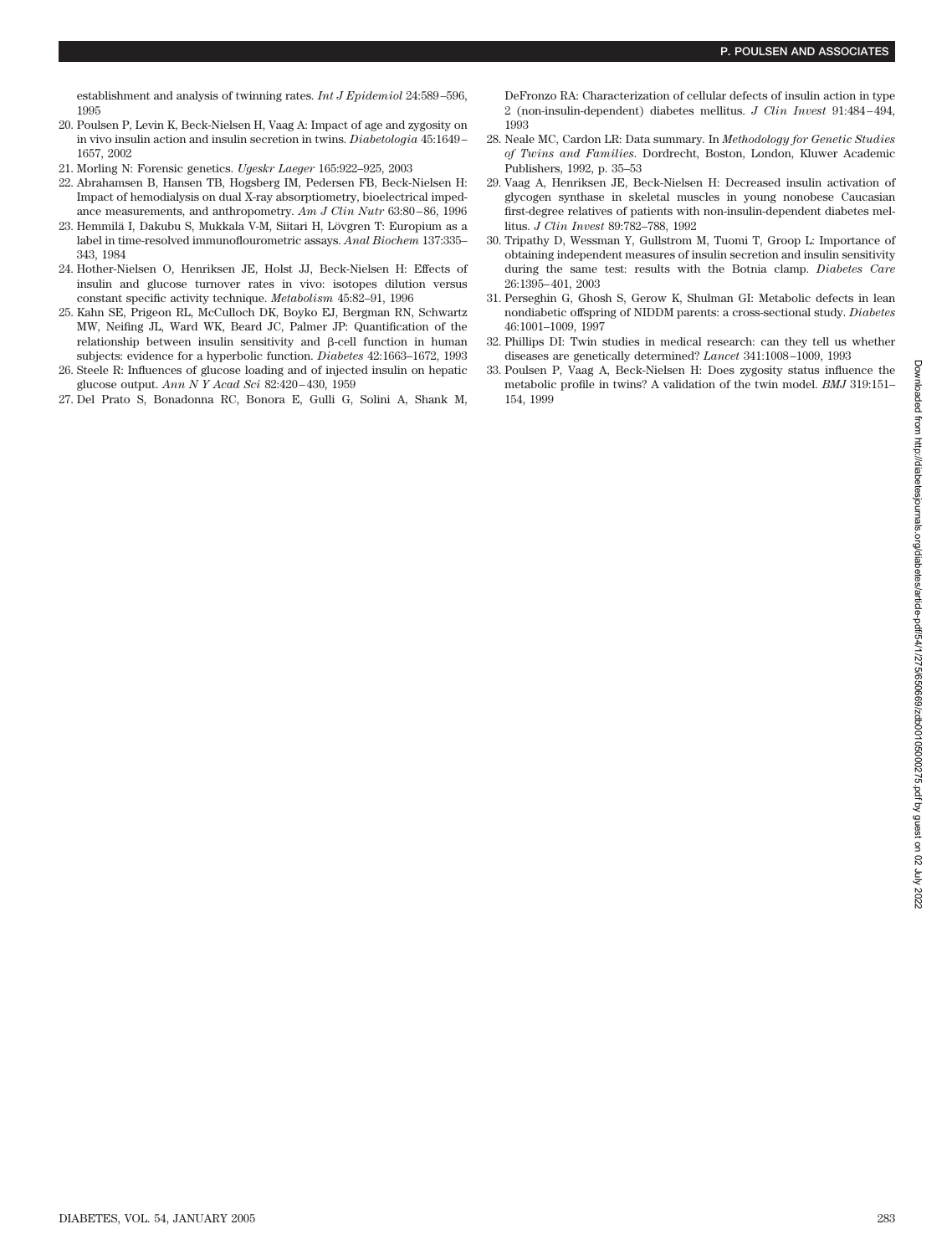establishment and analysis of twinning rates. *Int J Epidemiol* 24:589–596, 1995

20. Poulsen P, Levin K, Beck-Nielsen H, Vaag A: Impact of age and zygosity on in vivo insulin action and insulin secretion in twins. *Diabetologia* 45:1649–1657, 2002
21. Morling N: Forensic genetics. *Ugeskr Laeger* 165:922–925, 2003
22. Abrahamsen B, Hansen TB, Hogsberg IM, Pedersen FB, Beck-Nielsen H: Impact of hemodialysis on dual X-ray absorptiometry, bioelectrical impedance measurements, and anthropometry. *Am J Clin Nutr* 63:80–86, 1996
23. Hemmilä I, Dakubu S, Mukkala V-M, Siitari H, Lövgren T: Europium as a label in time-resolved immunoflourometric assays. *Anal Biochem* 137:335–343, 1984
24. Hother-Nielsen O, Henriksen JE, Holst JJ, Beck-Nielsen H: Effects of insulin and glucose turnover rates in vivo: isotopes dilution versus constant specific activity technique. *Metabolism* 45:82–91, 1996
25. Kahn SE, Prigeon RL, McCulloch DK, Boyko EJ, Bergman RN, Schwartz MW, Neifing JL, Ward WK, Beard JC, Palmer JP: Quantification of the relationship between insulin sensitivity and β-cell function in human subjects: evidence for a hyperbolic function. *Diabetes* 42:1663–1672, 1993
26. Steele R: Influences of glucose loading and of injected insulin on hepatic glucose output. *Ann N Y Acad Sci* 82:420–430, 1959
27. Del Prato S, Bonadonna RC, Bonora E, Gulli G, Solini A, Shank M, DeFronzo RA: Characterization of cellular defects of insulin action in type 2 (non-insulin-dependent) diabetes mellitus. *J Clin Invest* 91:484–494, 1993
28. Neale MC, Cardon LR: Data summary. In *Methodology for Genetic Studies of Twins and Families*. Dordrecht, Boston, London, Kluwer Academic Publishers, 1992, p. 35–53
29. Vaag A, Henriksen JE, Beck-Nielsen H: Decreased insulin activation of glycogen synthase in skeletal muscles in young nonobese Caucasian first-degree relatives of patients with non-insulin-dependent diabetes mellitus. *J Clin Invest* 89:782–788, 1992
30. Tripathy D, Wessman Y, Gullstrom M, Tuomi T, Groop L: Importance of obtaining independent measures of insulin secretion and insulin sensitivity during the same test: results with the Botnia clamp. *Diabetes Care* 26:1395–401, 2003
31. Perseghin G, Ghosh S, Gerow K, Shulman GI: Metabolic defects in lean nondiabetic offspring of NIDDM parents: a cross-sectional study. *Diabetes* 46:1001–1009, 1997
32. Phillips DI: Twin studies in medical research: can they tell us whether diseases are genetically determined? *Lancet* 341:1008–1009, 1993
33. Poulsen P, Vaag A, Beck-Nielsen H: Does zygosity status influence the metabolic profile in twins? A validation of the twin model. *BMJ* 319:151–154, 1999